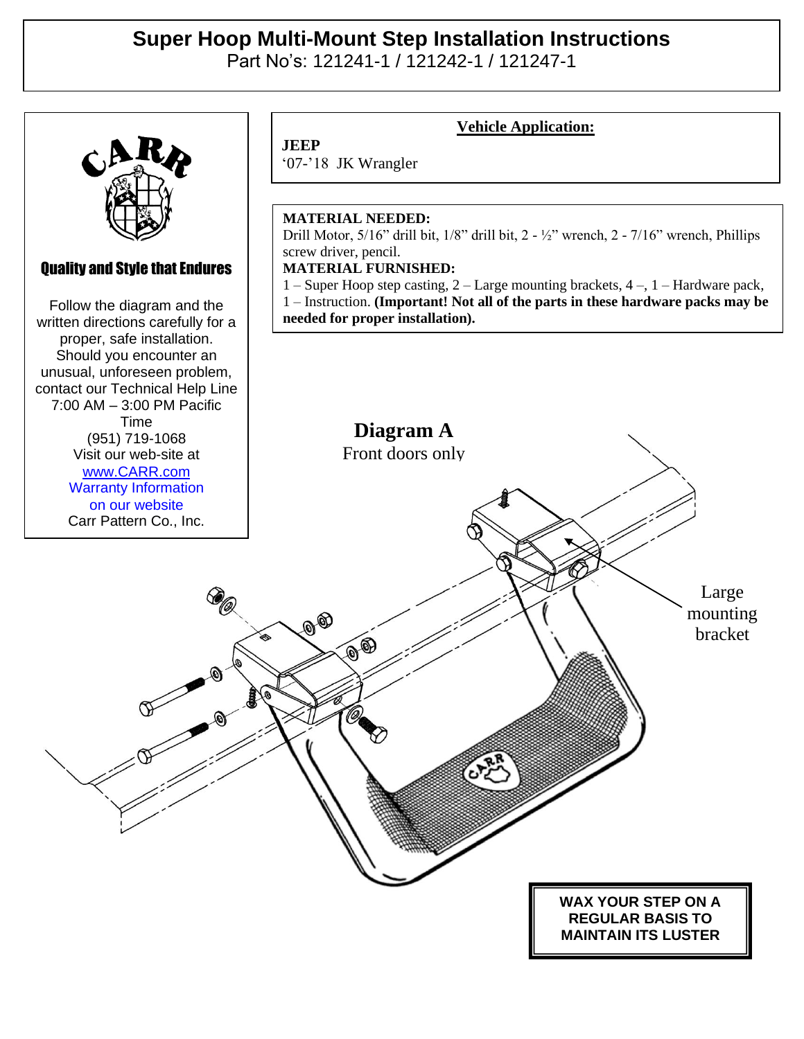# Super Hoop Multi-Mount Step Installation Instructions

Part No's: 121241-1 / 121242-1 / 121247-1

CARR

**Quality and Style that Endures**

Follow the diagram and the written directions carefully for a proper, safe installation. Should you encounter an unusual, unforeseen problem, contact our Technical Help Line 7:00 AM – 3:00 PM Pacific Time (951) 719-1068
Visit our web-site at [www.CARR.com](http://www.CARR.com)
Warranty Information on our website
Carr Pattern Co., Inc.

**Vehicle Application:**

**JEEP**
'07-'18 JK Wrangler

**MATERIAL NEEDED:**
Drill Motor, 5/16" drill bit, 1/8" drill bit, 2 - ½" wrench, 2 - 7/16" wrench, Phillips screw driver, pencil.

**MATERIAL FURNISHED:**
1 – Super Hoop step casting, 2 – Large mounting brackets, 4 –, 1 – Hardware pack, 1 – Instruction. **(Important! Not all of the parts in these hardware packs may be needed for proper installation).**

**Diagram A**
Front doors only

Large mounting bracket

**WAX YOUR STEP ON A REGULAR BASIS TO MAINTAIN ITS LUSTER**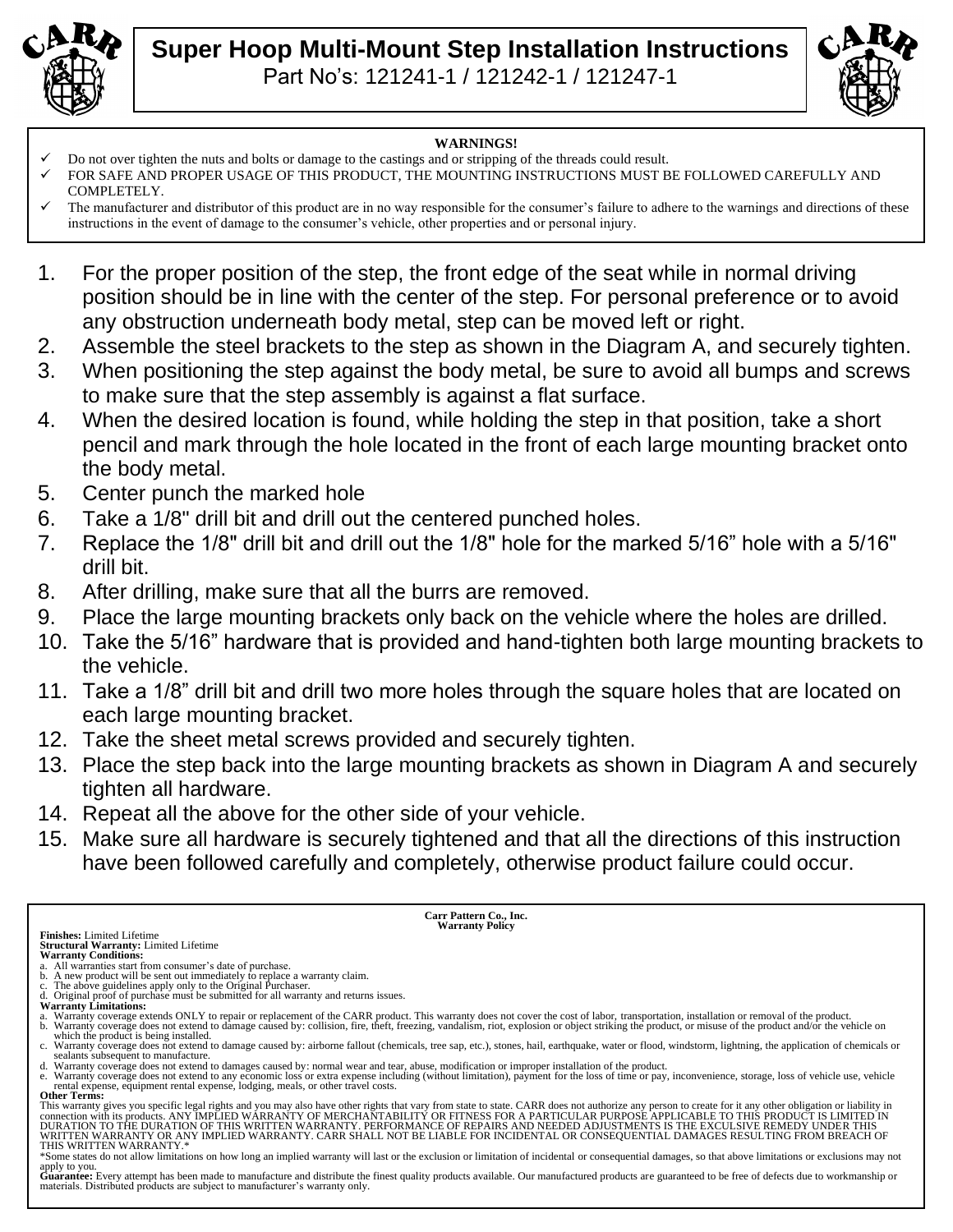# Super Hoop Multi-Mount Step Installation Instructions

Part No's: 121241-1 / 121242-1 / 121247-1

**WARNINGS!**

- ✓ Do not over tighten the nuts and bolts or damage to the castings and or stripping of the threads could result.
- ✓ FOR SAFE AND PROPER USAGE OF THIS PRODUCT, THE MOUNTING INSTRUCTIONS MUST BE FOLLOWED CAREFULLY AND COMPLETELY.
- ✓ The manufacturer and distributor of this product are in no way responsible for the consumer's failure to adhere to the warnings and directions of these instructions in the event of damage to the consumer's vehicle, other properties and or personal injury.

1. For the proper position of the step, the front edge of the seat while in normal driving position should be in line with the center of the step. For personal preference or to avoid any obstruction underneath body metal, step can be moved left or right.
2. Assemble the steel brackets to the step as shown in the Diagram A, and securely tighten.
3. When positioning the step against the body metal, be sure to avoid all bumps and screws to make sure that the step assembly is against a flat surface.
4. When the desired location is found, while holding the step in that position, take a short pencil and mark through the hole located in the front of each large mounting bracket onto the body metal.
5. Center punch the marked hole
6. Take a 1/8" drill bit and drill out the centered punched holes.
7. Replace the 1/8" drill bit and drill out the 1/8" hole for the marked 5/16" hole with a 5/16" drill bit.
8. After drilling, make sure that all the burrs are removed.
9. Place the large mounting brackets only back on the vehicle where the holes are drilled.
10. Take the 5/16" hardware that is provided and hand-tighten both large mounting brackets to the vehicle.
11. Take a 1/8" drill bit and drill two more holes through the square holes that are located on each large mounting bracket.
12. Take the sheet metal screws provided and securely tighten.
13. Place the step back into the large mounting brackets as shown in Diagram A and securely tighten all hardware.
14. Repeat all the above for the other side of your vehicle.
15. Make sure all hardware is securely tightened and that all the directions of this instruction have been followed carefully and completely, otherwise product failure could occur.

**Carr Pattern Co., Inc.**
**Warranty Policy**

**Finishes:** Limited Lifetime
**Structural Warranty:** Limited Lifetime
**Warranty Conditions:**

a. All warranties start from consumer's date of purchase.
b. A new product will be sent out immediately to replace a warranty claim.
c. The above guidelines apply only to the Original Purchaser.
d. Original proof of purchase must be submitted for all warranty and returns issues.

**Warranty Limitations:**

a. Warranty coverage extends ONLY to repair or replacement of the CARR product. This warranty does not cover the cost of labor, transportation, installation or removal of the product.
b. Warranty coverage does not extend to damage caused by: collision, fire, theft, freezing, vandalism, riot, explosion or object striking the product, or misuse of the product and/or the vehicle on which the product is being installed.
c. Warranty coverage does not extend to damage caused by: airborne fallout (chemicals, tree sap, etc.), stones, hail, earthquake, water or flood, windstorm, lightning, the application of chemicals or sealants subsequent to manufacture.
d. Warranty coverage does not extend to damages caused by: normal wear and tear, abuse, modification or improper installation of the product.
e. Warranty coverage does not extend to any economic loss or extra expense including (without limitation), payment for the loss of time or pay, inconvenience, storage, loss of vehicle use, vehicle rental expense, equipment rental expense, lodging, meals, or other travel costs.

**Other Terms:**
This warranty gives you specific legal rights and you may also have other rights that vary from state to state. CARR does not authorize any person to create for it any other obligation or liability in connection with its products. ANY IMPLIED WARRANTY OF MERCHANTABILITY OR FITNESS FOR A PARTICULAR PURPOSE APPLICABLE TO THIS PRODUCT IS LIMITED IN DURATION TO THE DURATION OF THIS WRITTEN WARRANTY. PERFORMANCE OF REPAIRS AND NEEDED ADJUSTMENTS IS THE EXCULSIVE REMEDY UNDER THIS WRITTEN WARRANTY OR ANY IMPLIED WARRANTY. CARR SHALL NOT BE LIABLE FOR INCIDENTAL OR CONSEQUENTIAL DAMAGES RESULTING FROM BREACH OF THIS WRITTEN WARRANTY.*
*Some states do not allow limitations on how long an implied warranty will last or the exclusion or limitation of incidental or consequential damages, so that above limitations or exclusions may not apply to you.
**Guarantee:** Every attempt has been made to manufacture and distribute the finest quality products available. Our manufactured products are guaranteed to be free of defects due to workmanship or materials. Distributed products are subject to manufacturer's warranty only.